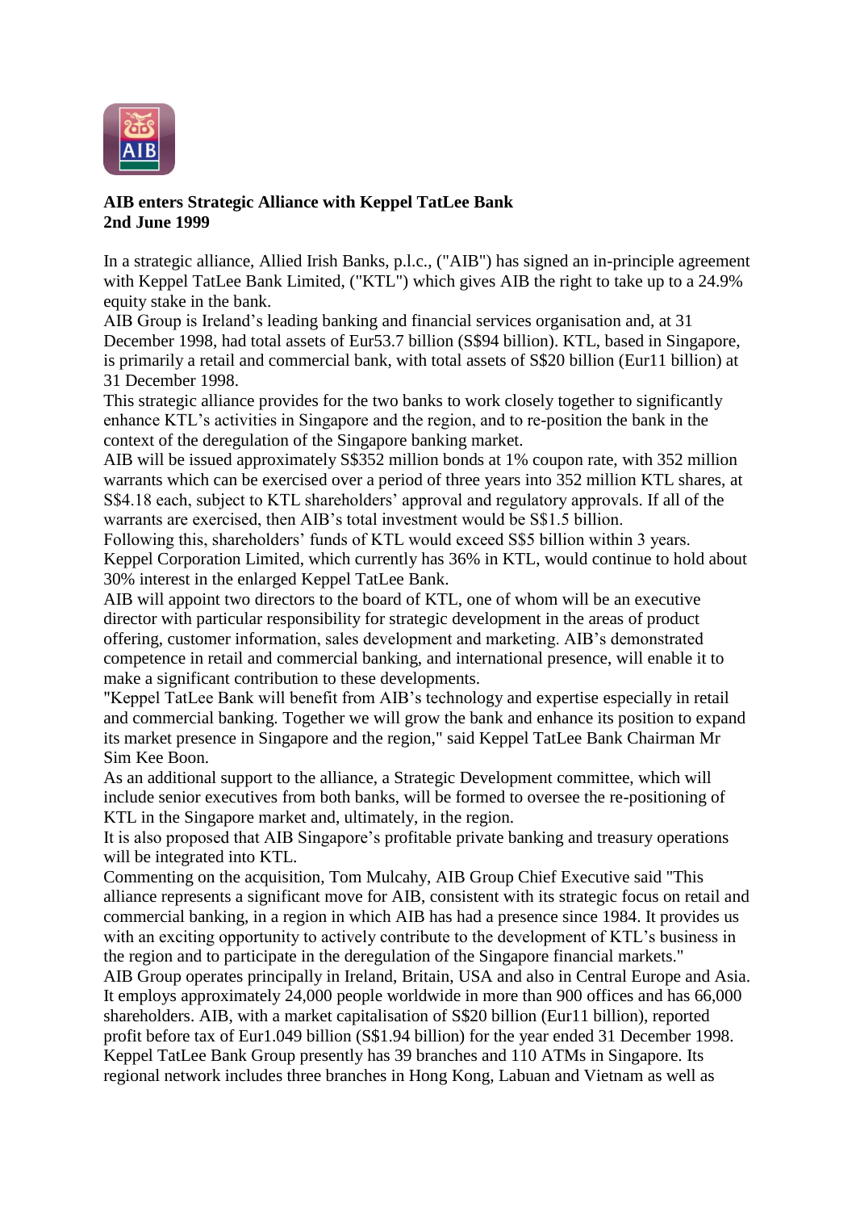**AIB enters Strategic Alliance with Keppel TatLee Bank**
**2nd June 1999**

In a strategic alliance, Allied Irish Banks, p.l.c., ("AIB") has signed an in-principle agreement with Keppel TatLee Bank Limited, ("KTL") which gives AIB the right to take up to a 24.9% equity stake in the bank.

AIB Group is Ireland's leading banking and financial services organisation and, at 31 December 1998, had total assets of Eur53.7 billion (S$94 billion). KTL, based in Singapore, is primarily a retail and commercial bank, with total assets of S$20 billion (Eur11 billion) at 31 December 1998.

This strategic alliance provides for the two banks to work closely together to significantly enhance KTL's activities in Singapore and the region, and to re-position the bank in the context of the deregulation of the Singapore banking market.

AIB will be issued approximately S$352 million bonds at 1% coupon rate, with 352 million warrants which can be exercised over a period of three years into 352 million KTL shares, at S$4.18 each, subject to KTL shareholders' approval and regulatory approvals. If all of the warrants are exercised, then AIB's total investment would be S$1.5 billion.

Following this, shareholders' funds of KTL would exceed S$5 billion within 3 years.

Keppel Corporation Limited, which currently has 36% in KTL, would continue to hold about 30% interest in the enlarged Keppel TatLee Bank.

AIB will appoint two directors to the board of KTL, one of whom will be an executive director with particular responsibility for strategic development in the areas of product offering, customer information, sales development and marketing. AIB's demonstrated competence in retail and commercial banking, and international presence, will enable it to make a significant contribution to these developments.

"Keppel TatLee Bank will benefit from AIB's technology and expertise especially in retail and commercial banking. Together we will grow the bank and enhance its position to expand its market presence in Singapore and the region," said Keppel TatLee Bank Chairman Mr Sim Kee Boon.

As an additional support to the alliance, a Strategic Development committee, which will include senior executives from both banks, will be formed to oversee the re-positioning of KTL in the Singapore market and, ultimately, in the region.

It is also proposed that AIB Singapore's profitable private banking and treasury operations will be integrated into KTL.

Commenting on the acquisition, Tom Mulcahy, AIB Group Chief Executive said "This alliance represents a significant move for AIB, consistent with its strategic focus on retail and commercial banking, in a region in which AIB has had a presence since 1984. It provides us with an exciting opportunity to actively contribute to the development of KTL's business in the region and to participate in the deregulation of the Singapore financial markets."

AIB Group operates principally in Ireland, Britain, USA and also in Central Europe and Asia. It employs approximately 24,000 people worldwide in more than 900 offices and has 66,000 shareholders. AIB, with a market capitalisation of S$20 billion (Eur11 billion), reported profit before tax of Eur1.049 billion (S$1.94 billion) for the year ended 31 December 1998.

Keppel TatLee Bank Group presently has 39 branches and 110 ATMs in Singapore. Its regional network includes three branches in Hong Kong, Labuan and Vietnam as well as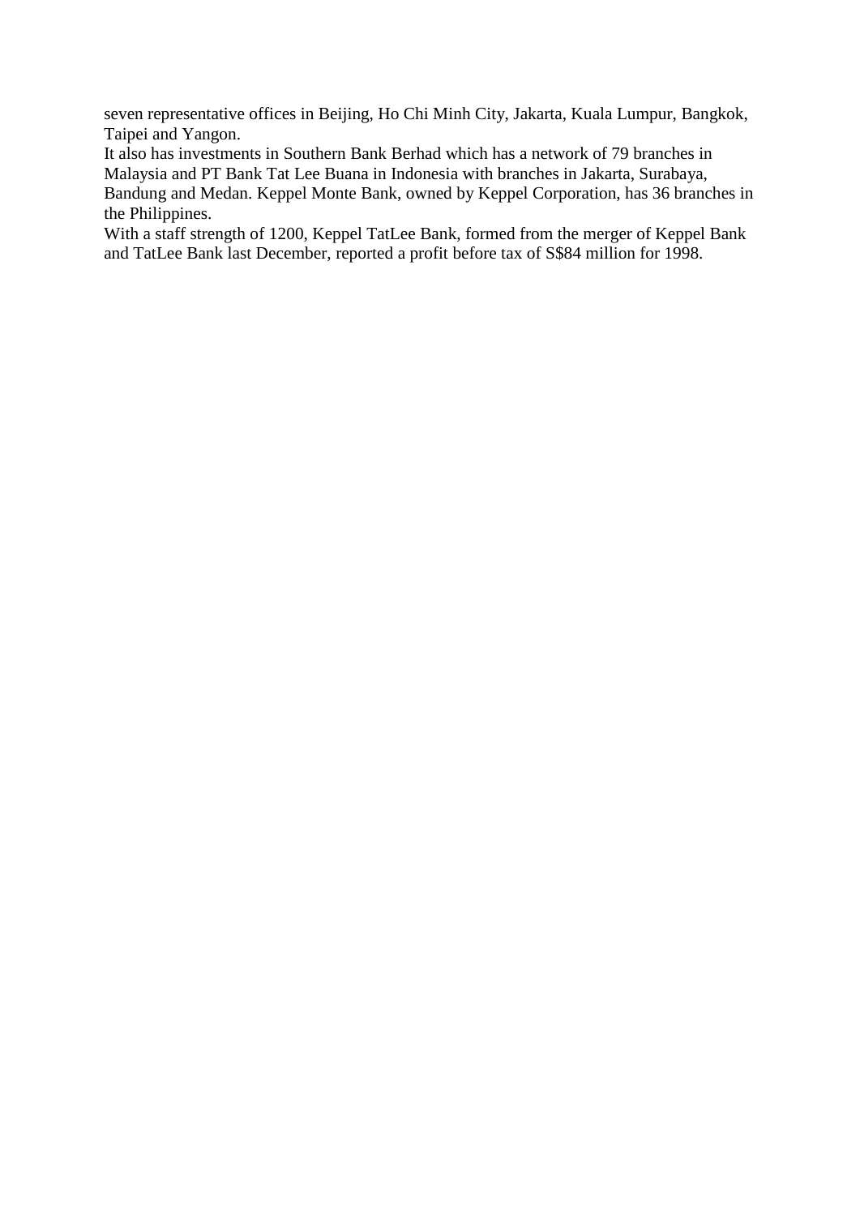seven representative offices in Beijing, Ho Chi Minh City, Jakarta, Kuala Lumpur, Bangkok, Taipei and Yangon.

It also has investments in Southern Bank Berhad which has a network of 79 branches in Malaysia and PT Bank Tat Lee Buana in Indonesia with branches in Jakarta, Surabaya, Bandung and Medan. Keppel Monte Bank, owned by Keppel Corporation, has 36 branches in the Philippines.

With a staff strength of 1200, Keppel TatLee Bank, formed from the merger of Keppel Bank and TatLee Bank last December, reported a profit before tax of S$84 million for 1998.